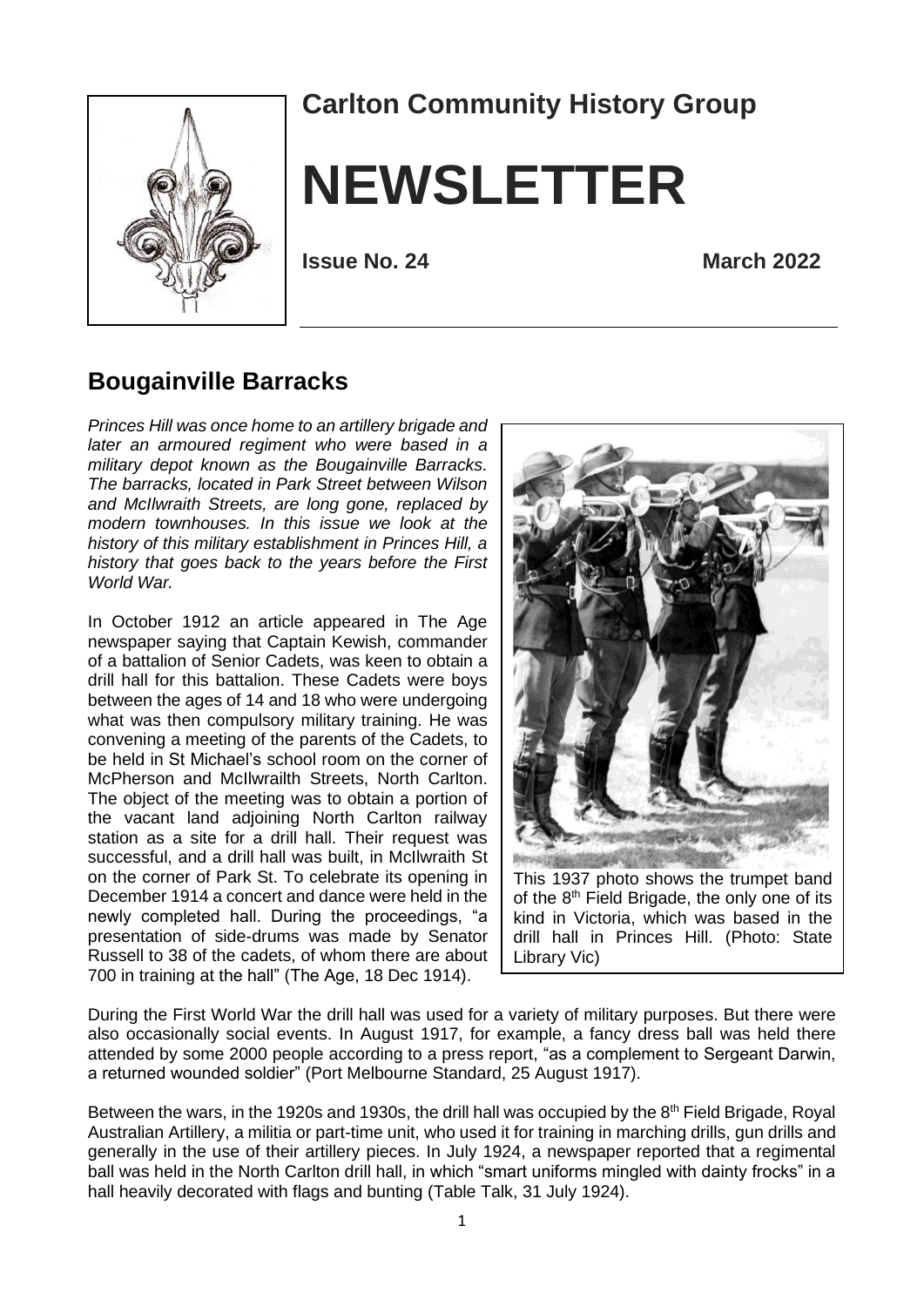# Carlton Community History Group

# NEWSLETTER

**Issue No. 24** **March 2022**

## Bougainville Barracks

*Princes Hill was once home to an artillery brigade and later an armoured regiment who were based in a military depot known as the Bougainville Barracks. The barracks, located in Park Street between Wilson and McIlwraith Streets, are long gone, replaced by modern townhouses. In this issue we look at the history of this military establishment in Princes Hill, a history that goes back to the years before the First World War.*

In October 1912 an article appeared in The Age newspaper saying that Captain Kewish, commander of a battalion of Senior Cadets, was keen to obtain a drill hall for this battalion. These Cadets were boys between the ages of 14 and 18 who were undergoing what was then compulsory military training. He was convening a meeting of the parents of the Cadets, to be held in St Michael's school room on the corner of McPherson and McIlwrailth Streets, North Carlton. The object of the meeting was to obtain a portion of the vacant land adjoining North Carlton railway station as a site for a drill hall. Their request was successful, and a drill hall was built, in McIlwraith St on the corner of Park St. To celebrate its opening in December 1914 a concert and dance were held in the newly completed hall. During the proceedings, "a presentation of side-drums was made by Senator Russell to 38 of the cadets, of whom there are about 700 in training at the hall" (The Age, 18 Dec 1914).

This 1937 photo shows the trumpet band of the 8th Field Brigade, the only one of its kind in Victoria, which was based in the drill hall in Princes Hill. (Photo: State Library Vic)

During the First World War the drill hall was used for a variety of military purposes. But there were also occasionally social events. In August 1917, for example, a fancy dress ball was held there attended by some 2000 people according to a press report, "as a complement to Sergeant Darwin, a returned wounded soldier" (Port Melbourne Standard, 25 August 1917).

Between the wars, in the 1920s and 1930s, the drill hall was occupied by the 8th Field Brigade, Royal Australian Artillery, a militia or part-time unit, who used it for training in marching drills, gun drills and generally in the use of their artillery pieces. In July 1924, a newspaper reported that a regimental ball was held in the North Carlton drill hall, in which "smart uniforms mingled with dainty frocks" in a hall heavily decorated with flags and bunting (Table Talk, 31 July 1924).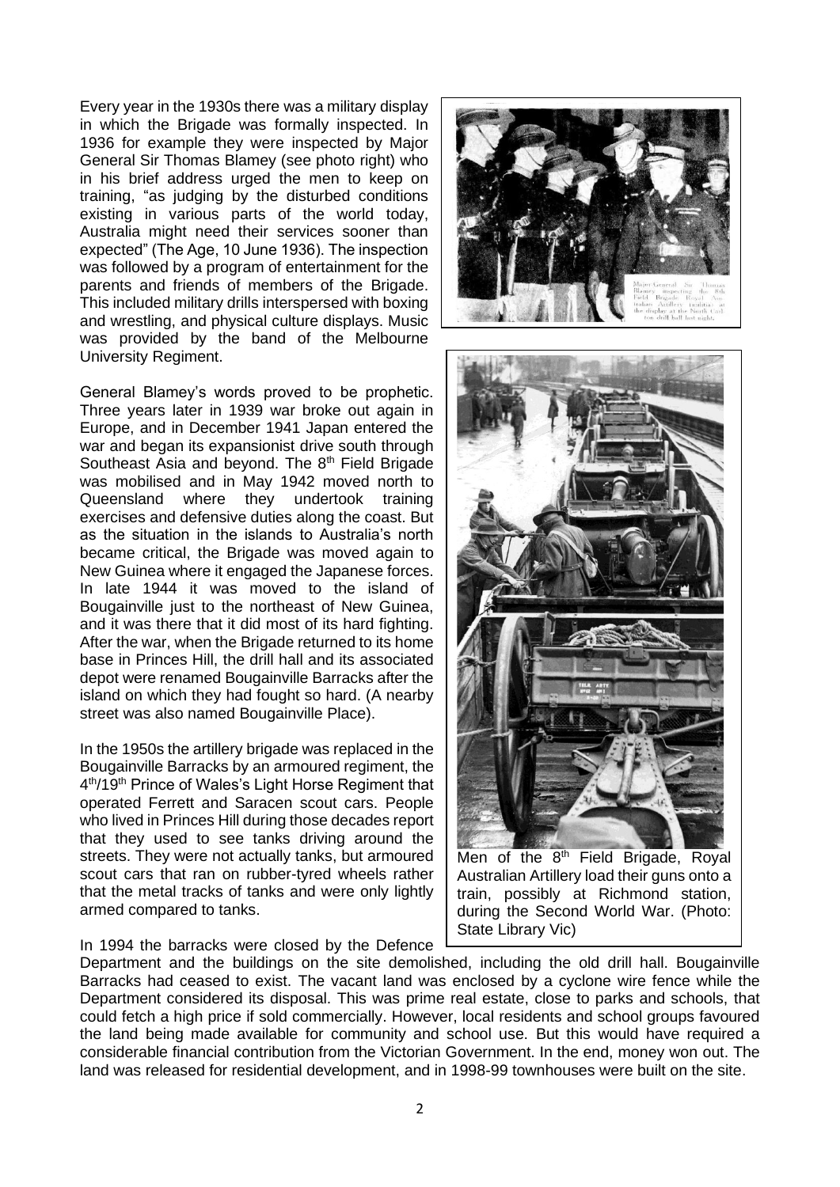Every year in the 1930s there was a military display in which the Brigade was formally inspected. In 1936 for example they were inspected by Major General Sir Thomas Blamey (see photo right) who in his brief address urged the men to keep on training, "as judging by the disturbed conditions existing in various parts of the world today, Australia might need their services sooner than expected" (The Age, 10 June 1936). The inspection was followed by a program of entertainment for the parents and friends of members of the Brigade. This included military drills interspersed with boxing and wrestling, and physical culture displays. Music was provided by the band of the Melbourne University Regiment.

Major-General Sir Thomas Blamey inspecting the 8th Field Brigade Royal Australian Artillery (militia) at the display at the North Carlton drill hall last night.

General Blamey's words proved to be prophetic. Three years later in 1939 war broke out again in Europe, and in December 1941 Japan entered the war and began its expansionist drive south through Southeast Asia and beyond. The 8th Field Brigade was mobilised and in May 1942 moved north to Queensland where they undertook training exercises and defensive duties along the coast. But as the situation in the islands to Australia's north became critical, the Brigade was moved again to New Guinea where it engaged the Japanese forces. In late 1944 it was moved to the island of Bougainville just to the northeast of New Guinea, and it was there that it did most of its hard fighting. After the war, when the Brigade returned to its home base in Princes Hill, the drill hall and its associated depot were renamed Bougainville Barracks after the island on which they had fought so hard. (A nearby street was also named Bougainville Place).

Men of the 8th Field Brigade, Royal Australian Artillery load their guns onto a train, possibly at Richmond station, during the Second World War. (Photo: State Library Vic)

In the 1950s the artillery brigade was replaced in the Bougainville Barracks by an armoured regiment, the 4th/19th Prince of Wales's Light Horse Regiment that operated Ferrett and Saracen scout cars. People who lived in Princes Hill during those decades report that they used to see tanks driving around the streets. They were not actually tanks, but armoured scout cars that ran on rubber-tyred wheels rather that the metal tracks of tanks and were only lightly armed compared to tanks.

In 1994 the barracks were closed by the Defence Department and the buildings on the site demolished, including the old drill hall. Bougainville Barracks had ceased to exist. The vacant land was enclosed by a cyclone wire fence while the Department considered its disposal. This was prime real estate, close to parks and schools, that could fetch a high price if sold commercially. However, local residents and school groups favoured the land being made available for community and school use. But this would have required a considerable financial contribution from the Victorian Government. In the end, money won out. The land was released for residential development, and in 1998-99 townhouses were built on the site.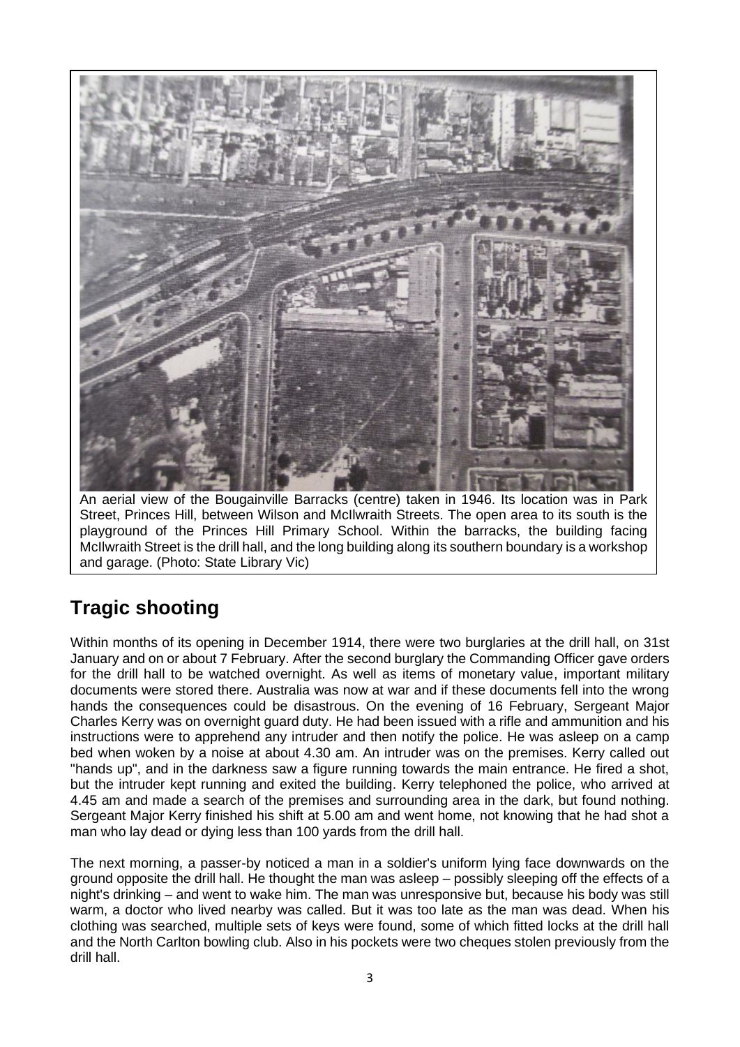An aerial view of the Bougainville Barracks (centre) taken in 1946. Its location was in Park Street, Princes Hill, between Wilson and McIlwraith Streets. The open area to its south is the playground of the Princes Hill Primary School. Within the barracks, the building facing McIlwraith Street is the drill hall, and the long building along its southern boundary is a workshop and garage. (Photo: State Library Vic)

## Tragic shooting

Within months of its opening in December 1914, there were two burglaries at the drill hall, on 31st January and on or about 7 February. After the second burglary the Commanding Officer gave orders for the drill hall to be watched overnight. As well as items of monetary value, important military documents were stored there. Australia was now at war and if these documents fell into the wrong hands the consequences could be disastrous. On the evening of 16 February, Sergeant Major Charles Kerry was on overnight guard duty. He had been issued with a rifle and ammunition and his instructions were to apprehend any intruder and then notify the police. He was asleep on a camp bed when woken by a noise at about 4.30 am. An intruder was on the premises. Kerry called out "hands up", and in the darkness saw a figure running towards the main entrance. He fired a shot, but the intruder kept running and exited the building. Kerry telephoned the police, who arrived at 4.45 am and made a search of the premises and surrounding area in the dark, but found nothing. Sergeant Major Kerry finished his shift at 5.00 am and went home, not knowing that he had shot a man who lay dead or dying less than 100 yards from the drill hall.

The next morning, a passer-by noticed a man in a soldier's uniform lying face downwards on the ground opposite the drill hall. He thought the man was asleep – possibly sleeping off the effects of a night's drinking – and went to wake him. The man was unresponsive but, because his body was still warm, a doctor who lived nearby was called. But it was too late as the man was dead. When his clothing was searched, multiple sets of keys were found, some of which fitted locks at the drill hall and the North Carlton bowling club. Also in his pockets were two cheques stolen previously from the drill hall.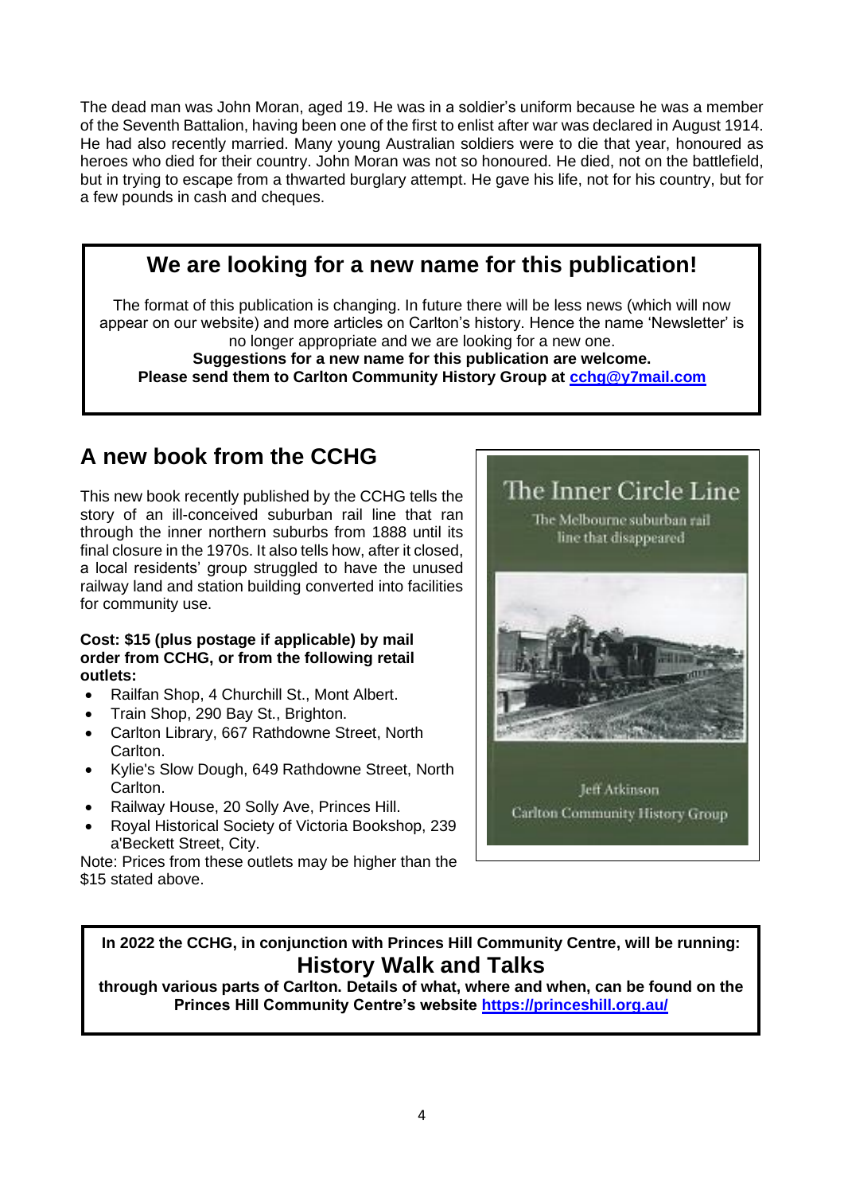The dead man was John Moran, aged 19. He was in a soldier's uniform because he was a member of the Seventh Battalion, having been one of the first to enlist after war was declared in August 1914. He had also recently married. Many young Australian soldiers were to die that year, honoured as heroes who died for their country. John Moran was not so honoured. He died, not on the battlefield, but in trying to escape from a thwarted burglary attempt. He gave his life, not for his country, but for a few pounds in cash and cheques.

## We are looking for a new name for this publication!

The format of this publication is changing. In future there will be less news (which will now appear on our website) and more articles on Carlton's history. Hence the name 'Newsletter' is no longer appropriate and we are looking for a new one.

**Suggestions for a new name for this publication are welcome.**
**Please send them to Carlton Community History Group at [cchg@y7mail.com](mailto:cchg@y7mail.com)**

## A new book from the CCHG

This new book recently published by the CCHG tells the story of an ill-conceived suburban rail line that ran through the inner northern suburbs from 1888 until its final closure in the 1970s. It also tells how, after it closed, a local residents' group struggled to have the unused railway land and station building converted into facilities for community use.

**Cost: $15 (plus postage if applicable) by mail order from CCHG, or from the following retail outlets:**

- Railfan Shop, 4 Churchill St., Mont Albert.
- Train Shop, 290 Bay St., Brighton.
- Carlton Library, 667 Rathdowne Street, North Carlton.
- Kylie's Slow Dough, 649 Rathdowne Street, North Carlton.
- Railway House, 20 Solly Ave, Princes Hill.
- Royal Historical Society of Victoria Bookshop, 239 a'Beckett Street, City.

Note: Prices from these outlets may be higher than the $15 stated above.

The Inner Circle Line
The Melbourne suburban rail line that disappeared
Jeff Atkinson
Carlton Community History Group

**In 2022 the CCHG, in conjunction with Princes Hill Community Centre, will be running:**

## History Walk and Talks

**through various parts of Carlton. Details of what, where and when, can be found on the Princes Hill Community Centre's website [https://princeshill.org.au/](https://princeshill.org.au/)**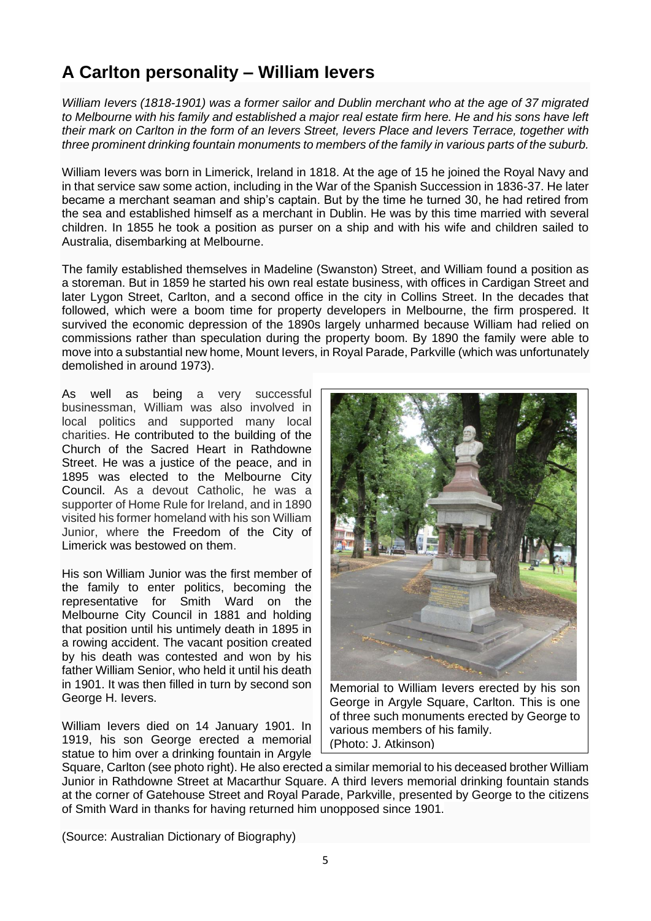## A Carlton personality – William Ievers

*William Ievers (1818-1901) was a former sailor and Dublin merchant who at the age of 37 migrated to Melbourne with his family and established a major real estate firm here. He and his sons have left their mark on Carlton in the form of an Ievers Street, Ievers Place and Ievers Terrace, together with three prominent drinking fountain monuments to members of the family in various parts of the suburb.*

William Ievers was born in Limerick, Ireland in 1818. At the age of 15 he joined the Royal Navy and in that service saw some action, including in the War of the Spanish Succession in 1836-37. He later became a merchant seaman and ship's captain. But by the time he turned 30, he had retired from the sea and established himself as a merchant in Dublin. He was by this time married with several children. In 1855 he took a position as purser on a ship and with his wife and children sailed to Australia, disembarking at Melbourne.

The family established themselves in Madeline (Swanston) Street, and William found a position as a storeman. But in 1859 he started his own real estate business, with offices in Cardigan Street and later Lygon Street, Carlton, and a second office in the city in Collins Street. In the decades that followed, which were a boom time for property developers in Melbourne, the firm prospered. It survived the economic depression of the 1890s largely unharmed because William had relied on commissions rather than speculation during the property boom. By 1890 the family were able to move into a substantial new home, Mount Ievers, in Royal Parade, Parkville (which was unfortunately demolished in around 1973).

As well as being a very successful businessman, William was also involved in local politics and supported many local charities. He contributed to the building of the Church of the Sacred Heart in Rathdowne Street. He was a justice of the peace, and in 1895 was elected to the Melbourne City Council. As a devout Catholic, he was a supporter of Home Rule for Ireland, and in 1890 visited his former homeland with his son William Junior, where the Freedom of the City of Limerick was bestowed on them.

His son William Junior was the first member of the family to enter politics, becoming the representative for Smith Ward on the Melbourne City Council in 1881 and holding that position until his untimely death in 1895 in a rowing accident. The vacant position created by his death was contested and won by his father William Senior, who held it until his death in 1901. It was then filled in turn by second son George H. Ievers.

Memorial to William Ievers erected by his son George in Argyle Square, Carlton. This is one of three such monuments erected by George to various members of his family. (Photo: J. Atkinson)

William Ievers died on 14 January 1901. In 1919, his son George erected a memorial statue to him over a drinking fountain in Argyle Square, Carlton (see photo right). He also erected a similar memorial to his deceased brother William Junior in Rathdowne Street at Macarthur Square. A third Ievers memorial drinking fountain stands at the corner of Gatehouse Street and Royal Parade, Parkville, presented by George to the citizens of Smith Ward in thanks for having returned him unopposed since 1901.

(Source: Australian Dictionary of Biography)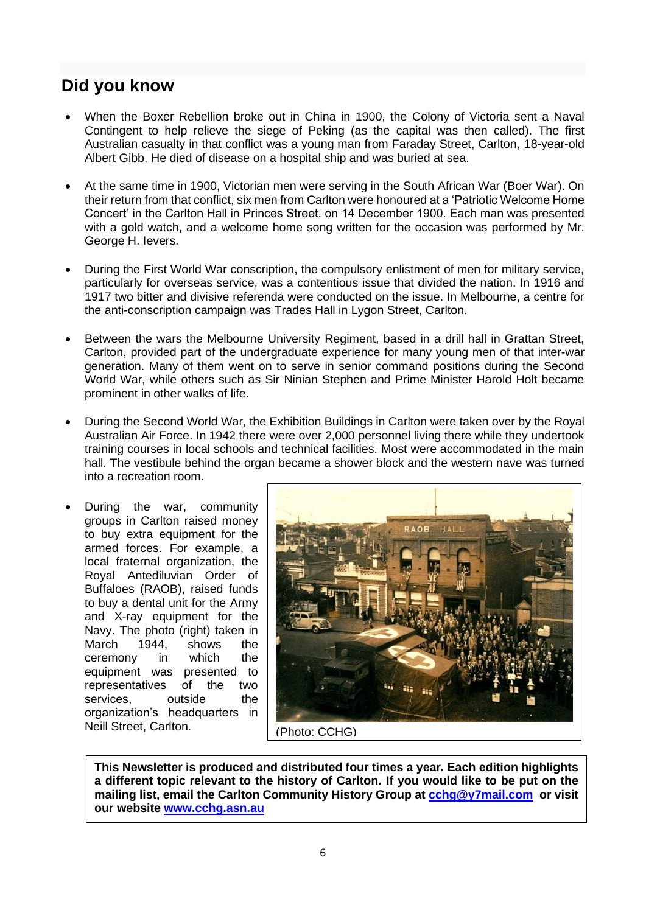## Did you know

- When the Boxer Rebellion broke out in China in 1900, the Colony of Victoria sent a Naval Contingent to help relieve the siege of Peking (as the capital was then called). The first Australian casualty in that conflict was a young man from Faraday Street, Carlton, 18-year-old Albert Gibb. He died of disease on a hospital ship and was buried at sea.

- At the same time in 1900, Victorian men were serving in the South African War (Boer War). On their return from that conflict, six men from Carlton were honoured at a 'Patriotic Welcome Home Concert' in the Carlton Hall in Princes Street, on 14 December 1900. Each man was presented with a gold watch, and a welcome home song written for the occasion was performed by Mr. George H. Ievers.

- During the First World War conscription, the compulsory enlistment of men for military service, particularly for overseas service, was a contentious issue that divided the nation. In 1916 and 1917 two bitter and divisive referenda were conducted on the issue. In Melbourne, a centre for the anti-conscription campaign was Trades Hall in Lygon Street, Carlton.

- Between the wars the Melbourne University Regiment, based in a drill hall in Grattan Street, Carlton, provided part of the undergraduate experience for many young men of that inter-war generation. Many of them went on to serve in senior command positions during the Second World War, while others such as Sir Ninian Stephen and Prime Minister Harold Holt became prominent in other walks of life.

- During the Second World War, the Exhibition Buildings in Carlton were taken over by the Royal Australian Air Force. In 1942 there were over 2,000 personnel living there while they undertook training courses in local schools and technical facilities. Most were accommodated in the main hall. The vestibule behind the organ became a shower block and the western nave was turned into a recreation room.

- During the war, community groups in Carlton raised money to buy extra equipment for the armed forces. For example, a local fraternal organization, the Royal Antediluvian Order of Buffaloes (RAOB), raised funds to buy a dental unit for the Army and X-ray equipment for the Navy. The photo (right) taken in March 1944, shows the ceremony in which the equipment was presented to representatives of the two services, outside the organization's headquarters in Neill Street, Carlton.

(Photo: CCHG)

**This Newsletter is produced and distributed four times a year. Each edition highlights a different topic relevant to the history of Carlton. If you would like to be put on the mailing list, email the Carlton Community History Group at [cchg@y7mail.com](mailto:cchg@y7mail.com) or visit our website [www.cchg.asn.au](http://www.cchg.asn.au)**